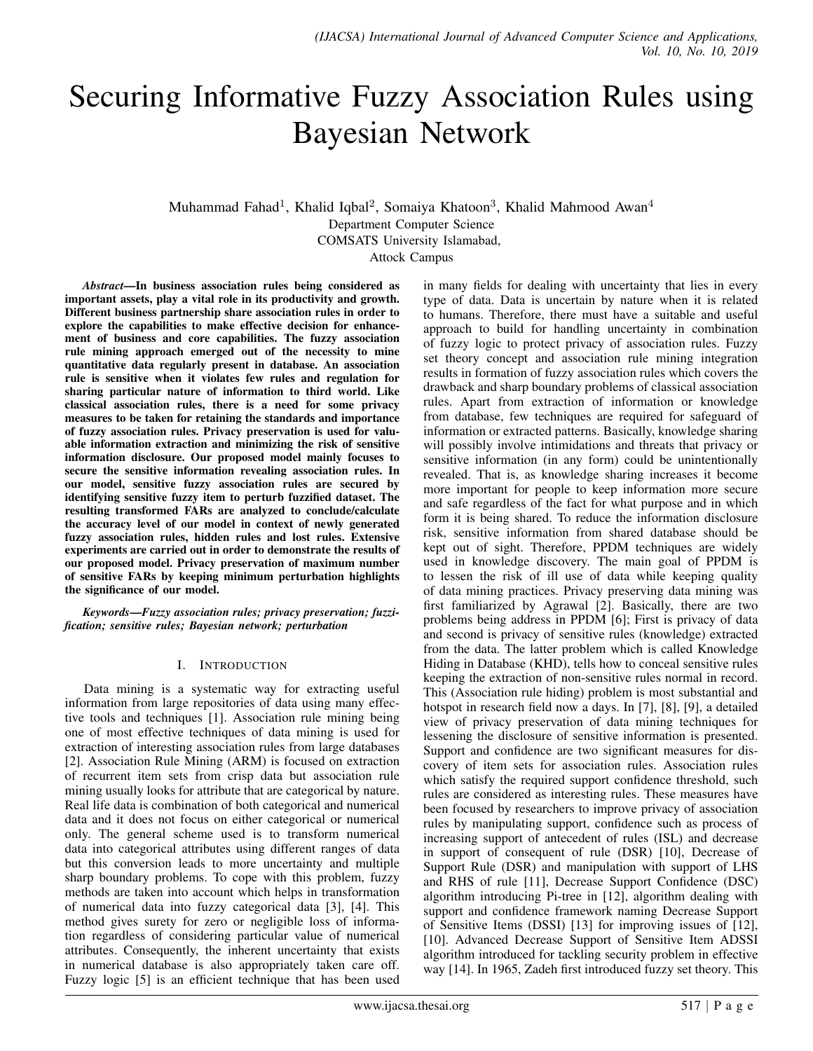# Securing Informative Fuzzy Association Rules using Bayesian Network

Muhammad Fahad[1], Khalid Iqbal[2], Somaiya Khatoon[3], Khalid Mahmood Awan[4]
Department Computer Science
COMSATS University Islamabad,
Attock Campus

***Abstract*—In business association rules being considered as important assets, play a vital role in its productivity and growth. Different business partnership share association rules in order to explore the capabilities to make effective decision for enhancement of business and core capabilities. The fuzzy association rule mining approach emerged out of the necessity to mine quantitative data regularly present in database. An association rule is sensitive when it violates few rules and regulation for sharing particular nature of information to third world. Like classical association rules, there is a need for some privacy measures to be taken for retaining the standards and importance of fuzzy association rules. Privacy preservation is used for valuable information extraction and minimizing the risk of sensitive information disclosure. Our proposed model mainly focuses to secure the sensitive information revealing association rules. In our model, sensitive fuzzy association rules are secured by identifying sensitive fuzzy item to perturb fuzzified dataset. The resulting transformed FARs are analyzed to conclude/calculate the accuracy level of our model in context of newly generated fuzzy association rules, hidden rules and lost rules. Extensive experiments are carried out in order to demonstrate the results of our proposed model. Privacy preservation of maximum number of sensitive FARs by keeping minimum perturbation highlights the significance of our model.**

***Keywords*—*Fuzzy association rules; privacy preservation; fuzzification; sensitive rules; Bayesian network; perturbation***

## I. Introduction

Data mining is a systematic way for extracting useful information from large repositories of data using many effective tools and techniques [1]. Association rule mining being one of most effective techniques of data mining is used for extraction of interesting association rules from large databases [2]. Association Rule Mining (ARM) is focused on extraction of recurrent item sets from crisp data but association rule mining usually looks for attribute that are categorical by nature. Real life data is combination of both categorical and numerical data and it does not focus on either categorical or numerical only. The general scheme used is to transform numerical data into categorical attributes using different ranges of data but this conversion leads to more uncertainty and multiple sharp boundary problems. To cope with this problem, fuzzy methods are taken into account which helps in transformation of numerical data into fuzzy categorical data [3], [4]. This method gives surety for zero or negligible loss of information regardless of considering particular value of numerical attributes. Consequently, the inherent uncertainty that exists in numerical database is also appropriately taken care off. Fuzzy logic [5] is an efficient technique that has been used in many fields for dealing with uncertainty that lies in every type of data. Data is uncertain by nature when it is related to humans. Therefore, there must have a suitable and useful approach to build for handling uncertainty in combination of fuzzy logic to protect privacy of association rules. Fuzzy set theory concept and association rule mining integration results in formation of fuzzy association rules which covers the drawback and sharp boundary problems of classical association rules. Apart from extraction of information or knowledge from database, few techniques are required for safeguard of information or extracted patterns. Basically, knowledge sharing will possibly involve intimidations and threats that privacy or sensitive information (in any form) could be unintentionally revealed. That is, as knowledge sharing increases it become more important for people to keep information more secure and safe regardless of the fact for what purpose and in which form it is being shared. To reduce the information disclosure risk, sensitive information from shared database should be kept out of sight. Therefore, PPDM techniques are widely used in knowledge discovery. The main goal of PPDM is to lessen the risk of ill use of data while keeping quality of data mining practices. Privacy preserving data mining was first familiarized by Agrawal [2]. Basically, there are two problems being address in PPDM [6]; First is privacy of data and second is privacy of sensitive rules (knowledge) extracted from the data. The latter problem which is called Knowledge Hiding in Database (KHD), tells how to conceal sensitive rules keeping the extraction of non-sensitive rules normal in record. This (Association rule hiding) problem is most substantial and hotspot in research field now a days. In [7], [8], [9], a detailed view of privacy preservation of data mining techniques for lessening the disclosure of sensitive information is presented. Support and confidence are two significant measures for discovery of item sets for association rules. Association rules which satisfy the required support confidence threshold, such rules are considered as interesting rules. These measures have been focused by researchers to improve privacy of association rules by manipulating support, confidence such as process of increasing support of antecedent of rules (ISL) and decrease in support of consequent of rule (DSR) [10], Decrease of Support Rule (DSR) and manipulation with support of LHS and RHS of rule [11], Decrease Support Confidence (DSC) algorithm introducing Pi-tree in [12], algorithm dealing with support and confidence framework naming Decrease Support of Sensitive Items (DSSI) [13] for improving issues of [12], [10]. Advanced Decrease Support of Sensitive Item ADSSI algorithm introduced for tackling security problem in effective way [14]. In 1965, Zadeh first introduced fuzzy set theory. This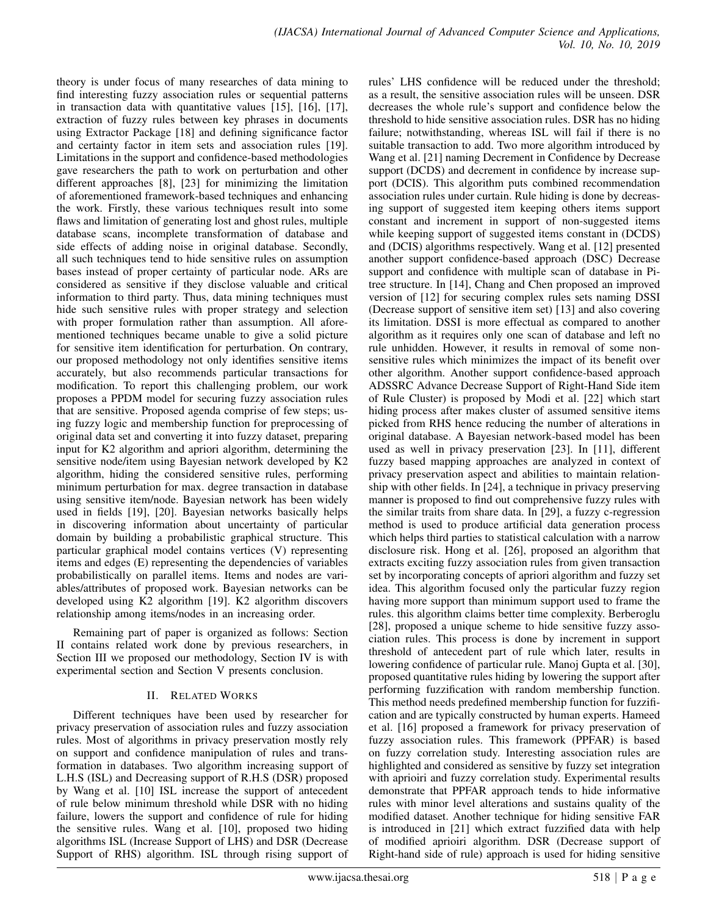theory is under focus of many researches of data mining to find interesting fuzzy association rules or sequential patterns in transaction data with quantitative values [15], [16], [17], extraction of fuzzy rules between key phrases in documents using Extractor Package [18] and defining significance factor and certainty factor in item sets and association rules [19]. Limitations in the support and confidence-based methodologies gave researchers the path to work on perturbation and other different approaches [8], [23] for minimizing the limitation of aforementioned framework-based techniques and enhancing the work. Firstly, these various techniques result into some flaws and limitation of generating lost and ghost rules, multiple database scans, incomplete transformation of database and side effects of adding noise in original database. Secondly, all such techniques tend to hide sensitive rules on assumption bases instead of proper certainty of particular node. ARs are considered as sensitive if they disclose valuable and critical information to third party. Thus, data mining techniques must hide such sensitive rules with proper strategy and selection with proper formulation rather than assumption. All aforementioned techniques became unable to give a solid picture for sensitive item identification for perturbation. On contrary, our proposed methodology not only identifies sensitive items accurately, but also recommends particular transactions for modification. To report this challenging problem, our work proposes a PPDM model for securing fuzzy association rules that are sensitive. Proposed agenda comprise of few steps; using fuzzy logic and membership function for preprocessing of original data set and converting it into fuzzy dataset, preparing input for K2 algorithm and apriori algorithm, determining the sensitive node/item using Bayesian network developed by K2 algorithm, hiding the considered sensitive rules, performing minimum perturbation for max. degree transaction in database using sensitive item/node. Bayesian network has been widely used in fields [19], [20]. Bayesian networks basically helps in discovering information about uncertainty of particular domain by building a probabilistic graphical structure. This particular graphical model contains vertices (V) representing items and edges (E) representing the dependencies of variables probabilistically on parallel items. Items and nodes are variables/attributes of proposed work. Bayesian networks can be developed using K2 algorithm [19]. K2 algorithm discovers relationship among items/nodes in an increasing order.

Remaining part of paper is organized as follows: Section II contains related work done by previous researchers, in Section III we proposed our methodology, Section IV is with experimental section and Section V presents conclusion.

## II. Related Works

Different techniques have been used by researcher for privacy preservation of association rules and fuzzy association rules. Most of algorithms in privacy preservation mostly rely on support and confidence manipulation of rules and transformation in databases. Two algorithm increasing support of L.H.S (ISL) and Decreasing support of R.H.S (DSR) proposed by Wang et al. [10] ISL increase the support of antecedent of rule below minimum threshold while DSR with no hiding failure, lowers the support and confidence of rule for hiding the sensitive rules. Wang et al. [10], proposed two hiding algorithms ISL (Increase Support of LHS) and DSR (Decrease Support of RHS) algorithm. ISL through rising support of rules' LHS confidence will be reduced under the threshold; as a result, the sensitive association rules will be unseen. DSR decreases the whole rule's support and confidence below the threshold to hide sensitive association rules. DSR has no hiding failure; notwithstanding, whereas ISL will fail if there is no suitable transaction to add. Two more algorithm introduced by Wang et al. [21] naming Decrement in Confidence by Decrease support (DCDS) and decrement in confidence by increase support (DCIS). This algorithm puts combined recommendation association rules under curtain. Rule hiding is done by decreasing support of suggested item keeping others items support constant and increment in support of non-suggested items while keeping support of suggested items constant in (DCDS) and (DCIS) algorithms respectively. Wang et al. [12] presented another support confidence-based approach (DSC) Decrease support and confidence with multiple scan of database in Pi-tree structure. In [14], Chang and Chen proposed an improved version of [12] for securing complex rules sets naming DSSI (Decrease support of sensitive item set) [13] and also covering its limitation. DSSI is more effectual as compared to another algorithm as it requires only one scan of database and left no rule unhidden. However, it results in removal of some non-sensitive rules which minimizes the impact of its benefit over other algorithm. Another support confidence-based approach ADSSRC Advance Decrease Support of Right-Hand Side item of Rule Cluster) is proposed by Modi et al. [22] which start hiding process after makes cluster of assumed sensitive items picked from RHS hence reducing the number of alterations in original database. A Bayesian network-based model has been used as well in privacy preservation [23]. In [11], different fuzzy based mapping approaches are analyzed in context of privacy preservation aspect and abilities to maintain relationship with other fields. In [24], a technique in privacy preserving manner is proposed to find out comprehensive fuzzy rules with the similar traits from share data. In [29], a fuzzy c-regression method is used to produce artificial data generation process which helps third parties to statistical calculation with a narrow disclosure risk. Hong et al. [26], proposed an algorithm that extracts exciting fuzzy association rules from given transaction set by incorporating concepts of apriori algorithm and fuzzy set idea. This algorithm focused only the particular fuzzy region having more support than minimum support used to frame the rules. this algorithm claims better time complexity. Berberoglu [28], proposed a unique scheme to hide sensitive fuzzy association rules. This process is done by increment in support threshold of antecedent part of rule which later, results in lowering confidence of particular rule. Manoj Gupta et al. [30], proposed quantitative rules hiding by lowering the support after performing fuzzification with random membership function. This method needs predefined membership function for fuzzification and are typically constructed by human experts. Hameed et al. [16] proposed a framework for privacy preservation of fuzzy association rules. This framework (PPFAR) is based on fuzzy correlation study. Interesting association rules are highlighted and considered as sensitive by fuzzy set integration with aprioiri and fuzzy correlation study. Experimental results demonstrate that PPFAR approach tends to hide informative rules with minor level alterations and sustains quality of the modified dataset. Another technique for hiding sensitive FAR is introduced in [21] which extract fuzzified data with help of modified aprioiri algorithm. DSR (Decrease support of Right-hand side of rule) approach is used for hiding sensitive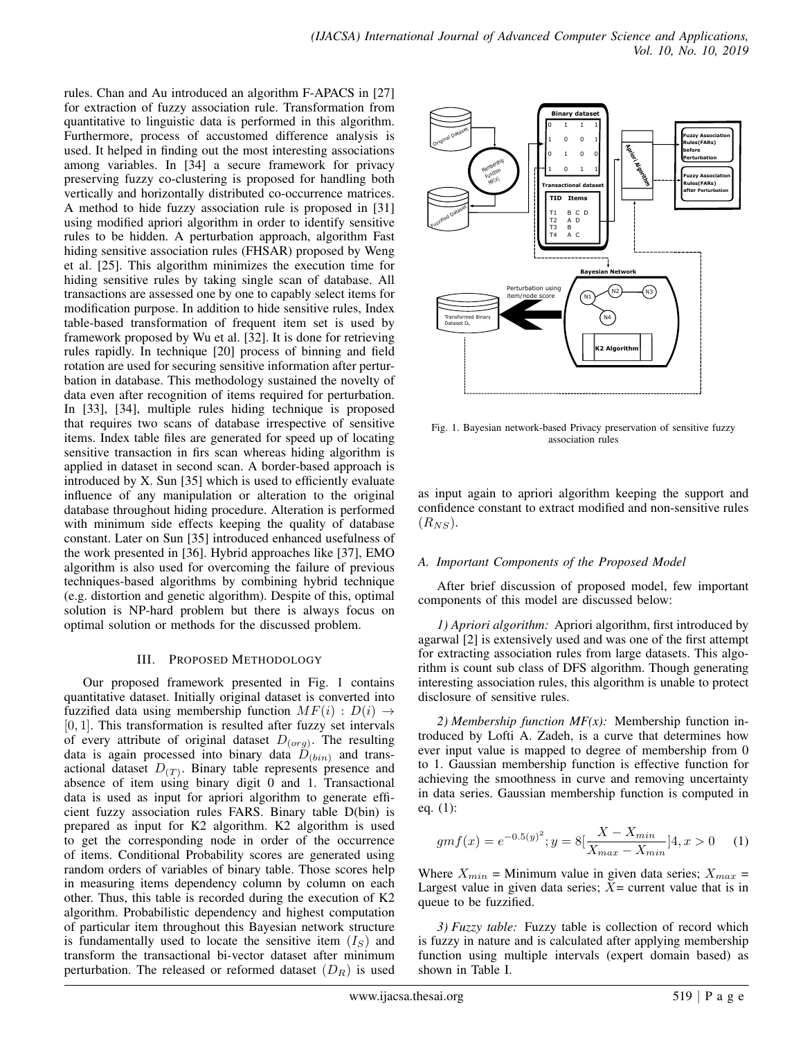rules. Chan and Au introduced an algorithm F-APACS in [27] for extraction of fuzzy association rule. Transformation from quantitative to linguistic data is performed in this algorithm. Furthermore, process of accustomed difference analysis is used. It helped in finding out the most interesting associations among variables. In [34] a secure framework for privacy preserving fuzzy co-clustering is proposed for handling both vertically and horizontally distributed co-occurrence matrices. A method to hide fuzzy association rule is proposed in [31] using modified apriori algorithm in order to identify sensitive rules to be hidden. A perturbation approach, algorithm Fast hiding sensitive association rules (FHSAR) proposed by Weng et al. [25]. This algorithm minimizes the execution time for hiding sensitive rules by taking single scan of database. All transactions are assessed one by one to capably select items for modification purpose. In addition to hide sensitive rules, Index table-based transformation of frequent item set is used by framework proposed by Wu et al. [32]. It is done for retrieving rules rapidly. In technique [20] process of binning and field rotation are used for securing sensitive information after perturbation in database. This methodology sustained the novelty of data even after recognition of items required for perturbation. In [33], [34], multiple rules hiding technique is proposed that requires two scans of database irrespective of sensitive items. Index table files are generated for speed up of locating sensitive transaction in firs scan whereas hiding algorithm is applied in dataset in second scan. A border-based approach is introduced by X. Sun [35] which is used to efficiently evaluate influence of any manipulation or alteration to the original database throughout hiding procedure. Alteration is performed with minimum side effects keeping the quality of database constant. Later on Sun [35] introduced enhanced usefulness of the work presented in [36]. Hybrid approaches like [37], EMO algorithm is also used for overcoming the failure of previous techniques-based algorithms by combining hybrid technique (e.g. distortion and genetic algorithm). Despite of this, optimal solution is NP-hard problem but there is always focus on optimal solution or methods for the discussed problem.

## III. Proposed Methodology

Our proposed framework presented in Fig. 1 contains quantitative dataset. Initially original dataset is converted into fuzzified data using membership function $MF(i) : D(i) \rightarrow [0, 1]$. This transformation is resulted after fuzzy set intervals of every attribute of original dataset $D_{(org)}$. The resulting data is again processed into binary data $D_{(bin)}$ and transactional dataset $D_{(T)}$. Binary table represents presence and absence of item using binary digit 0 and 1. Transactional data is used as input for apriori algorithm to generate efficient fuzzy association rules FARS. Binary table D(bin) is prepared as input for K2 algorithm. K2 algorithm is used to get the corresponding node in order of the occurrence of items. Conditional Probability scores are generated using random orders of variables of binary table. Those scores help in measuring items dependency column by column on each other. Thus, this table is recorded during the execution of K2 algorithm. Probabilistic dependency and highest computation of particular item throughout this Bayesian network structure is fundamentally used to locate the sensitive item $(I_S)$ and transform the transactional bi-vector dataset after minimum perturbation. The released or reformed dataset $(D_R)$ is used as input again to apriori algorithm keeping the support and confidence constant to extract modified and non-sensitive rules $(R_{NS})$.

Fig. 1. Bayesian network-based Privacy preservation of sensitive fuzzy association rules

### A. Important Components of the Proposed Model

After brief discussion of proposed model, few important components of this model are discussed below:

*1) Apriori algorithm:* Apriori algorithm, first introduced by agarwal [2] is extensively used and was one of the first attempt for extracting association rules from large datasets. This algorithm is count sub class of DFS algorithm. Though generating interesting association rules, this algorithm is unable to protect disclosure of sensitive rules.

*2) Membership function MF(x):* Membership function introduced by Lofti A. Zadeh, is a curve that determines how ever input value is mapped to degree of membership from 0 to 1. Gaussian membership function is effective function for achieving the smoothness in curve and removing uncertainty in data series. Gaussian membership function is computed in eq. (1):

$$gmf(x) = e^{-0.5(y)^2}; y = 8[\frac{X - X_{min}}{X_{max} - X_{min}}]4, x > 0 \quad (1)$$

Where $X_{min}$ = Minimum value in given data series; $X_{max}$ = Largest value in given data series; $X$= current value that is in queue to be fuzzified.

*3) Fuzzy table:* Fuzzy table is collection of record which is fuzzy in nature and is calculated after applying membership function using multiple intervals (expert domain based) as shown in Table I.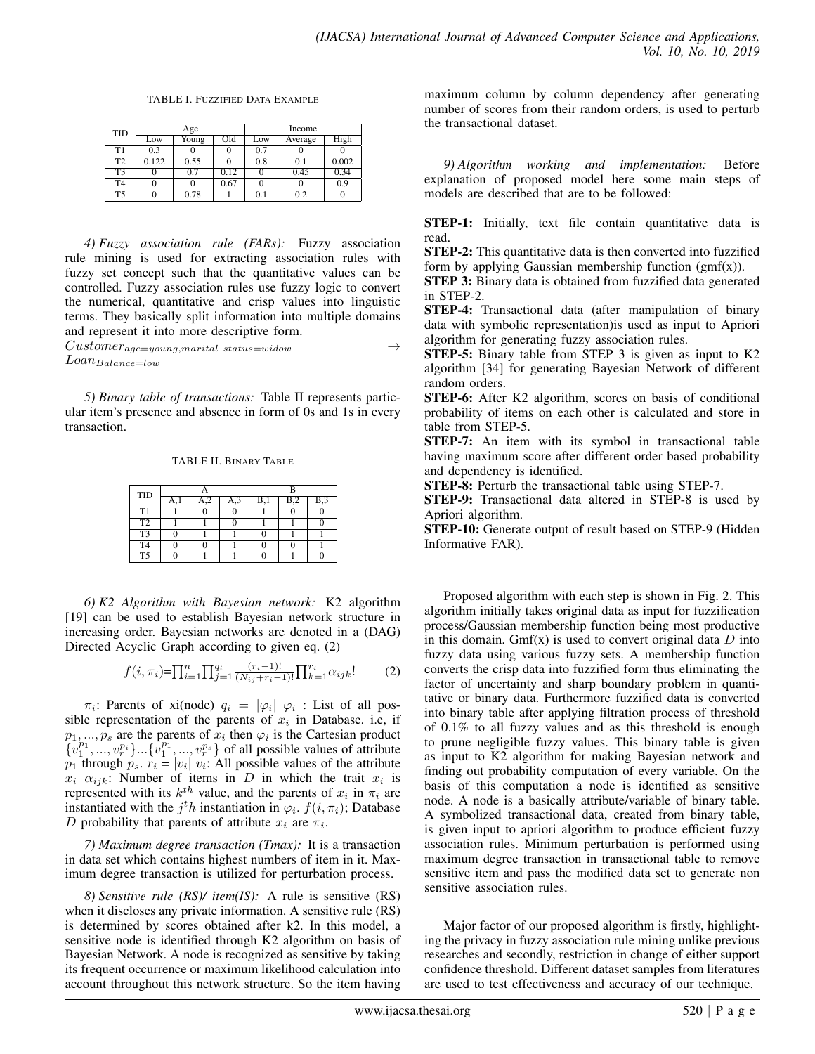TABLE I. FUZZIFIED DATA EXAMPLE

| TID | Age | | | Income | | |
|---|---|---|---|---|---|---|
| | Low | Young | Old | Low | Average | High |
| T1 | 0.3 | 0 | 0 | 0.7 | 0 | 0 |
| T2 | 0.122 | 0.55 | 0 | 0.8 | 0.1 | 0.002 |
| T3 | 0 | 0.7 | 0.12 | 0 | 0.45 | 0.34 |
| T4 | 0 | 0 | 0.67 | 0 | 0 | 0.9 |
| T5 | 0 | 0.78 | 1 | 0.1 | 0.2 | 0 |

*4) Fuzzy association rule (FARs):* Fuzzy association rule mining is used for extracting association rules with fuzzy set concept such that the quantitative values can be controlled. Fuzzy association rules use fuzzy logic to convert the numerical, quantitative and crisp values into linguistic terms. They basically split information into multiple domains and represent it into more descriptive form.

$Customer_{age=young,marital\_status=widow} \rightarrow Loan_{Balance=low}$

*5) Binary table of transactions:* Table II represents particular item's presence and absence in form of 0s and 1s in every transaction.

TABLE II. BINARY TABLE

| TID | A | | | B | | |
|---|---|---|---|---|---|---|
| | A,1 | A,2 | A,3 | B,1 | B,2 | B,3 |
| T1 | 1 | 0 | 0 | 1 | 0 | 0 |
| T2 | 1 | 1 | 0 | 1 | 1 | 0 |
| T3 | 0 | 1 | 1 | 0 | 1 | 1 |
| T4 | 0 | 0 | 1 | 0 | 0 | 1 |
| T5 | 0 | 1 | 1 | 0 | 1 | 0 |

*6) K2 Algorithm with Bayesian network:* K2 algorithm [19] can be used to establish Bayesian network structure in increasing order. Bayesian networks are denoted in a (DAG) Directed Acyclic Graph according to given eq. (2)

$$f(i, \pi_i)=\prod_{i=1}^{n}\prod_{j=1}^{q_i}\frac{(r_i-1)!}{(N_{ij}+r_i-1)!}\prod_{k=1}^{r_i}\alpha_{ijk}! \qquad (2)$$

$\pi_i$: Parents of xi(node) $q_i = |\varphi_i|$ $\varphi_i$ : List of all possible representation of the parents of $x_i$ in Database. i.e, if $p_1, ..., p_s$ are the parents of $x_i$ then $\varphi_i$ is the Cartesian product $\{v_1^{p_1}, ..., v_r^{p_i}\}...\{v_1^{p_1}, ..., v_r^{p_s}\}$ of all possible values of attribute $p_1$ through $p_s$. $r_i = |v_i|$ $v_i$: All possible values of the attribute $x_i$ $\alpha_{ijk}$: Number of items in $D$ in which the trait $x_i$ is represented with its $k^{th}$ value, and the parents of $x_i$ in $\pi_i$ are instantiated with the $j^th$ instantiation in $\varphi_i$. $f(i, \pi_i)$; Database $D$ probability that parents of attribute $x_i$ are $\pi_i$.

*7) Maximum degree transaction (Tmax):* It is a transaction in data set which contains highest numbers of item in it. Maximum degree transaction is utilized for perturbation process.

*8) Sensitive rule (RS)/ item(IS):* A rule is sensitive (RS) when it discloses any private information. A sensitive rule (RS) is determined by scores obtained after k2. In this model, a sensitive node is identified through K2 algorithm on basis of Bayesian Network. A node is recognized as sensitive by taking its frequent occurrence or maximum likelihood calculation into account throughout this network structure. So the item having maximum column by column dependency after generating number of scores from their random orders, is used to perturb the transactional dataset.

*9) Algorithm working and implementation:* Before explanation of proposed model here some main steps of models are described that are to be followed:

**STEP-1:** Initially, text file contain quantitative data is read.
**STEP-2:** This quantitative data is then converted into fuzzified form by applying Gaussian membership function (gmf(x)).
**STEP 3:** Binary data is obtained from fuzzified data generated in STEP-2.
**STEP-4:** Transactional data (after manipulation of binary data with symbolic representation)is used as input to Apriori algorithm for generating fuzzy association rules.
**STEP-5:** Binary table from STEP 3 is given as input to K2 algorithm [34] for generating Bayesian Network of different random orders.
**STEP-6:** After K2 algorithm, scores on basis of conditional probability of items on each other is calculated and store in table from STEP-5.
**STEP-7:** An item with its symbol in transactional table having maximum score after different order based probability and dependency is identified.
**STEP-8:** Perturb the transactional table using STEP-7.
**STEP-9:** Transactional data altered in STEP-8 is used by Apriori algorithm.
**STEP-10:** Generate output of result based on STEP-9 (Hidden Informative FAR).

Proposed algorithm with each step is shown in Fig. 2. This algorithm initially takes original data as input for fuzzification process/Gaussian membership function being most productive in this domain. Gmf(x) is used to convert original data $D$ into fuzzy data using various fuzzy sets. A membership function converts the crisp data into fuzzified form thus eliminating the factor of uncertainty and sharp boundary problem in quantitative or binary data. Furthermore fuzzified data is converted into binary table after applying filtration process of threshold of 0.1% to all fuzzy values and as this threshold is enough to prune negligible fuzzy values. This binary table is given as input to K2 algorithm for making Bayesian network and finding out probability computation of every variable. On the basis of this computation a node is identified as sensitive node. A node is a basically attribute/variable of binary table. A symbolized transactional data, created from binary table, is given input to apriori algorithm to produce efficient fuzzy association rules. Minimum perturbation is performed using maximum degree transaction in transactional table to remove sensitive item and pass the modified data set to generate non sensitive association rules.

Major factor of our proposed algorithm is firstly, highlighting the privacy in fuzzy association rule mining unlike previous researches and secondly, restriction in change of either support confidence threshold. Different dataset samples from literatures are used to test effectiveness and accuracy of our technique.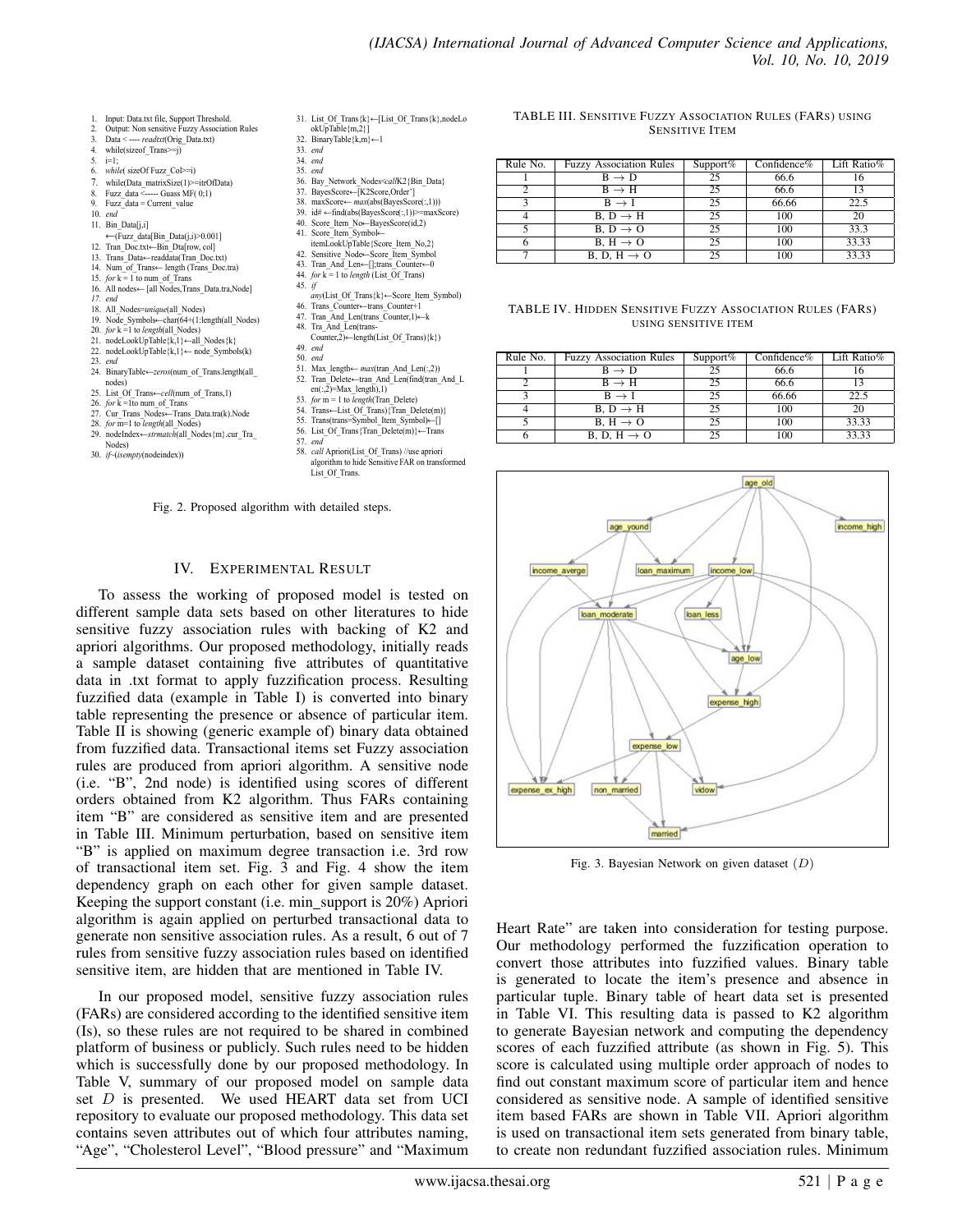```
1.  Input: Data.txt file, Support Threshold.
2.  Output: Non sensitive Fuzzy Association Rules
3.  Data < ---- readtxt(Orig_Data.txt)
4.  while(sizeof_Trans>=j)
5.  i=1;
6.  while( sizeOf Fuzz_Col>=i)
7.  while(Data_matrixSize(1)>=itrOfData)
8.  Fuzz_data <----- Guass MF( 0;1)
9.  Fuzz_data = Current_value
10. end
11. Bin_Data[j,i]
    ←(Fuzz_data[Bin_Data(j,i)>0.001]
12. Tran_Doc.txt←Bin_Dta[row, col]
13. Trans_Data←readdata(Tran_Doc.txt)
14. Num_of_Trans← length (Trans_Doc.tra)
15. for k = 1 to num_of_Trans
16. All nodes← [all Nodes,Trans_Data.tra,Node]
17. end
18. All_Nodes=unique(all_Nodes)
19. Node_Symbols←char(64+(1:length(all_Nodes)
20. for k = 1 to length(all_Nodes)
21. nodeLookUpTable{k,1}←all_Nodes{k}
22. nodeLookUpTable{k,1}← node_Symbols(k)
23. end
24. BinaryTable←zeros(num_of_Trans.length(all_
    nodes)
25. List_Of_Trans←cell(num_of_Trans,1)
26. for k =1to num_of_Trans
27. Cur_Trans_Nodes←Trans_Data.tra(k).Node
28. for m=1 to length(all_Nodes)
29. nodeIndex←strmatch(all_Nodes{m}.cur_Tra_
    Nodes)
30. if~(isempty(nodeindex))
31. List_Of_Trans{k}←[List_Of_Trans{k},nodeLo
    okUpTable{m,2}]
32. BinaryTable{k,m}←1
33. end
34. end
35. end
36. Bay_Network_Nodes<callK2{Bin_Data}
37. BayesScore←[K2Score,Order']
38. maxScore← max(abs(BayesScore(:,1)))
39. id# ←find(abs(BayesScore(:,1))>=maxScore)
40. Score_Item_No←BayesScore(id,2)
41. Score_Item_Symbol←
    itemLookUpTable{Score_Item_No,2}
42. Sensitive_Node←Score_Item_Symbol
43. Tran_And_Len←[];trans_Counter←0
44. for k = 1 to length (List_Of_Trans)
45. if
    any(List_Of_Trans{k}←Score_Item_Symbol)
46. Trans_Counter←trans_Counter+1
47. Tran_And_Len(trans_Counter,1)←k
48. Tra_And_Len(trans-
    Counter,2)←length(List_Of_Trans){k})
49. end
50. end
51. Max_length← max(tran_And_Len(:,2))
52. Tran_Delete←tran_And_Len(find(tran_And_L
    en(:,2)=Max_length),1)
53. for m = 1 to length(Tran_Delete)
54. Trans←List_Of_Trans){Tran_Delete(m)}
55. Trans(trans=Symbol_Item_Symbol)←[]
56. List_Of_Trans{Tran_Delete(m)}←Trans
57. end
58. call Apriori(List_Of_Trans) //use apriori
    algorithm to hide Sensitive FAR on transformed
    List_Of_Trans.
```

Fig. 2. Proposed algorithm with detailed steps.

## IV. Experimental Result

To assess the working of proposed model is tested on different sample data sets based on other literatures to hide sensitive fuzzy association rules with backing of K2 and apriori algorithms. Our proposed methodology, initially reads a sample dataset containing five attributes of quantitative data in .txt format to apply fuzzification process. Resulting fuzzified data (example in Table I) is converted into binary table representing the presence or absence of particular item. Table II is showing (generic example of) binary data obtained from fuzzified data. Transactional items set Fuzzy association rules are produced from apriori algorithm. A sensitive node (i.e. "B", 2nd node) is identified using scores of different orders obtained from K2 algorithm. Thus FARs containing item "B" are considered as sensitive item and are presented in Table III. Minimum perturbation, based on sensitive item "B" is applied on maximum degree transaction i.e. 3rd row of transactional item set. Fig. 3 and Fig. 4 show the item dependency graph on each other for given sample dataset. Keeping the support constant (i.e. min_support is 20%) Apriori algorithm is again applied on perturbed transactional data to generate non sensitive association rules. As a result, 6 out of 7 rules from sensitive fuzzy association rules based on identified sensitive item, are hidden that are mentioned in Table IV.

In our proposed model, sensitive fuzzy association rules (FARs) are considered according to the identified sensitive item (Is), so these rules are not required to be shared in combined platform of business or publicly. Such rules need to be hidden which is successfully done by our proposed methodology. In Table V, summary of our proposed model on sample data set $D$ is presented. We used HEART data set from UCI repository to evaluate our proposed methodology. This data set contains seven attributes out of which four attributes naming, "Age", "Cholesterol Level", "Blood pressure" and "Maximum Heart Rate" are taken into consideration for testing purpose. Our methodology performed the fuzzification operation to convert those attributes into fuzzified values. Binary table is generated to locate the item's presence and absence in particular tuple. Binary table of heart data set is presented in Table VI. This resulting data is passed to K2 algorithm to generate Bayesian network and computing the dependency scores of each fuzzified attribute (as shown in Fig. 5). This score is calculated using multiple order approach of nodes to find out constant maximum score of particular item and hence considered as sensitive node. A sample of identified sensitive item based FARs are shown in Table VII. Apriori algorithm is used on transactional item sets generated from binary table, to create non redundant fuzzified association rules. Minimum

TABLE III. Sensitive Fuzzy Association Rules (FARs) using Sensitive Item

| Rule No. | Fuzzy Association Rules | Support% | Confidence% | Lift Ratio% |
|---|---|---|---|---|
| 1 | $B \rightarrow D$ | 25 | 66.6 | 16 |
| 2 | $B \rightarrow H$ | 25 | 66.6 | 13 |
| 3 | $B \rightarrow I$ | 25 | 66.66 | 22.5 |
| 4 | $B, D \rightarrow H$ | 25 | 100 | 20 |
| 5 | $B, D \rightarrow O$ | 25 | 100 | 33.3 |
| 6 | $B, H \rightarrow O$ | 25 | 100 | 33.33 |
| 7 | $B, D, H \rightarrow O$ | 25 | 100 | 33.33 |

TABLE IV. Hidden Sensitive Fuzzy Association Rules (FARs) using sensitive item

| Rule No. | Fuzzy Association Rules | Support% | Confidence% | Lift Ratio% |
|---|---|---|---|---|
| 1 | $B \rightarrow D$ | 25 | 66.6 | 16 |
| 2 | $B \rightarrow H$ | 25 | 66.6 | 13 |
| 3 | $B \rightarrow I$ | 25 | 66.66 | 22.5 |
| 4 | $B, D \rightarrow H$ | 25 | 100 | 20 |
| 5 | $B, H \rightarrow O$ | 25 | 100 | 33.33 |
| 6 | $B, D, H \rightarrow O$ | 25 | 100 | 33.33 |

Fig. 3. Bayesian Network on given dataset $(D)$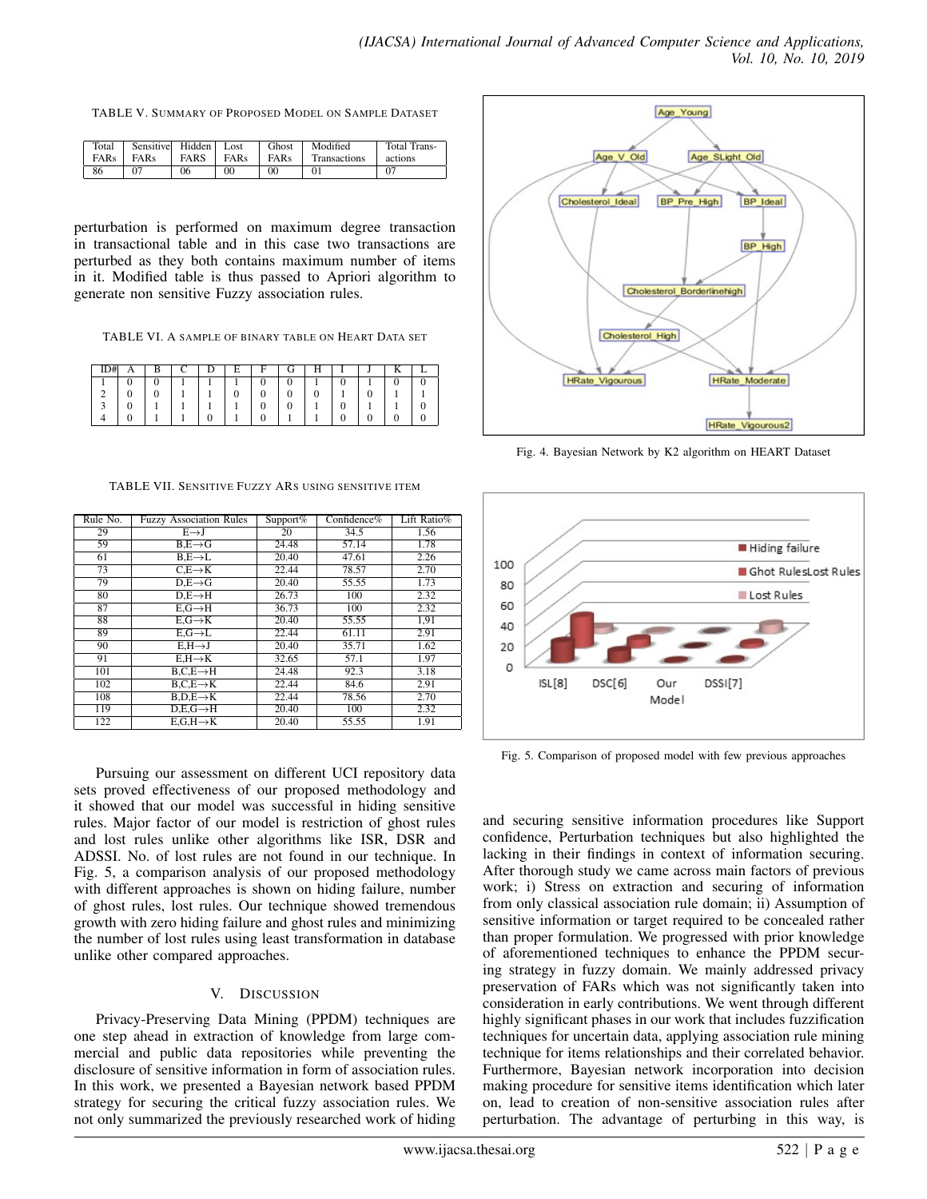TABLE V. SUMMARY OF PROPOSED MODEL ON SAMPLE DATASET

| Total FARs | Sensitive FARs | Hidden FARS | Lost FARs | Ghost FARs | Modified Transactions | Total Transactions |
|---|---|---|---|---|---|---|
| 86 | 07 | 06 | 00 | 00 | 01 | 07 |

perturbation is performed on maximum degree transaction in transactional table and in this case two transactions are perturbed as they both contains maximum number of items in it. Modified table is thus passed to Apriori algorithm to generate non sensitive Fuzzy association rules.

TABLE VI. A SAMPLE OF BINARY TABLE ON HEART DATA SET

| ID# | A | B | C | D | E | F | G | H | I | J | K | L |
|---|---|---|---|---|---|---|---|---|---|---|---|---|
| 1 | 0 | 0 | 1 | 1 | 1 | 0 | 0 | 1 | 0 | 1 | 0 | 0 |
| 2 | 0 | 0 | 1 | 1 | 0 | 0 | 0 | 0 | 1 | 0 | 1 | 1 |
| 3 | 0 | 1 | 1 | 1 | 1 | 0 | 0 | 1 | 0 | 1 | 1 | 0 |
| 4 | 0 | 1 | 1 | 0 | 1 | 0 | 1 | 1 | 0 | 0 | 0 | 0 |

TABLE VII. SENSITIVE FUZZY ARS USING SENSITIVE ITEM

| Rule No. | Fuzzy Association Rules | Support% | Confidence% | Lift Ratio% |
|---|---|---|---|---|
| 29 | E→J | 20 | 34.5 | 1.56 |
| 59 | B,E→G | 24.48 | 57.14 | 1.78 |
| 61 | B,E→L | 20.40 | 47.61 | 2.26 |
| 73 | C,E→K | 22.44 | 78.57 | 2.70 |
| 79 | D,E→G | 20.40 | 55.55 | 1.73 |
| 80 | D,E→H | 26.73 | 100 | 2.32 |
| 87 | E,G→H | 36.73 | 100 | 2.32 |
| 88 | E,G→K | 20.40 | 55.55 | 1,91 |
| 89 | E,G→L | 22.44 | 61.11 | 2.91 |
| 90 | E,H→J | 20.40 | 35.71 | 1.62 |
| 91 | E,H→K | 32.65 | 57.1 | 1.97 |
| 101 | B,C,E→H | 24.48 | 92.3 | 3.18 |
| 102 | B,C,E→K | 22.44 | 84.6 | 2.91 |
| 108 | B,D,E→K | 22.44 | 78.56 | 2.70 |
| 119 | D,E,G→H | 20.40 | 100 | 2.32 |
| 122 | E,G,H→K | 20.40 | 55.55 | 1.91 |

Fig. 4. Bayesian Network by K2 algorithm on HEART Dataset

Fig. 5. Comparison of proposed model with few previous approaches

Pursuing our assessment on different UCI repository data sets proved effectiveness of our proposed methodology and it showed that our model was successful in hiding sensitive rules. Major factor of our model is restriction of ghost rules and lost rules unlike other algorithms like ISR, DSR and ADSSI. No. of lost rules are not found in our technique. In Fig. 5, a comparison analysis of our proposed methodology with different approaches is shown on hiding failure, number of ghost rules, lost rules. Our technique showed tremendous growth with zero hiding failure and ghost rules and minimizing the number of lost rules using least transformation in database unlike other compared approaches.

## V. DISCUSSION

Privacy-Preserving Data Mining (PPDM) techniques are one step ahead in extraction of knowledge from large commercial and public data repositories while preventing the disclosure of sensitive information in form of association rules. In this work, we presented a Bayesian network based PPDM strategy for securing the critical fuzzy association rules. We not only summarized the previously researched work of hiding and securing sensitive information procedures like Support confidence, Perturbation techniques but also highlighted the lacking in their findings in context of information securing. After thorough study we came across main factors of previous work; i) Stress on extraction and securing of information from only classical association rule domain; ii) Assumption of sensitive information or target required to be concealed rather than proper formulation. We progressed with prior knowledge of aforementioned techniques to enhance the PPDM securing strategy in fuzzy domain. We mainly addressed privacy preservation of FARs which was not significantly taken into consideration in early contributions. We went through different highly significant phases in our work that includes fuzzification techniques for uncertain data, applying association rule mining technique for items relationships and their correlated behavior. Furthermore, Bayesian network incorporation into decision making procedure for sensitive items identification which later on, lead to creation of non-sensitive association rules after perturbation. The advantage of perturbing in this way, is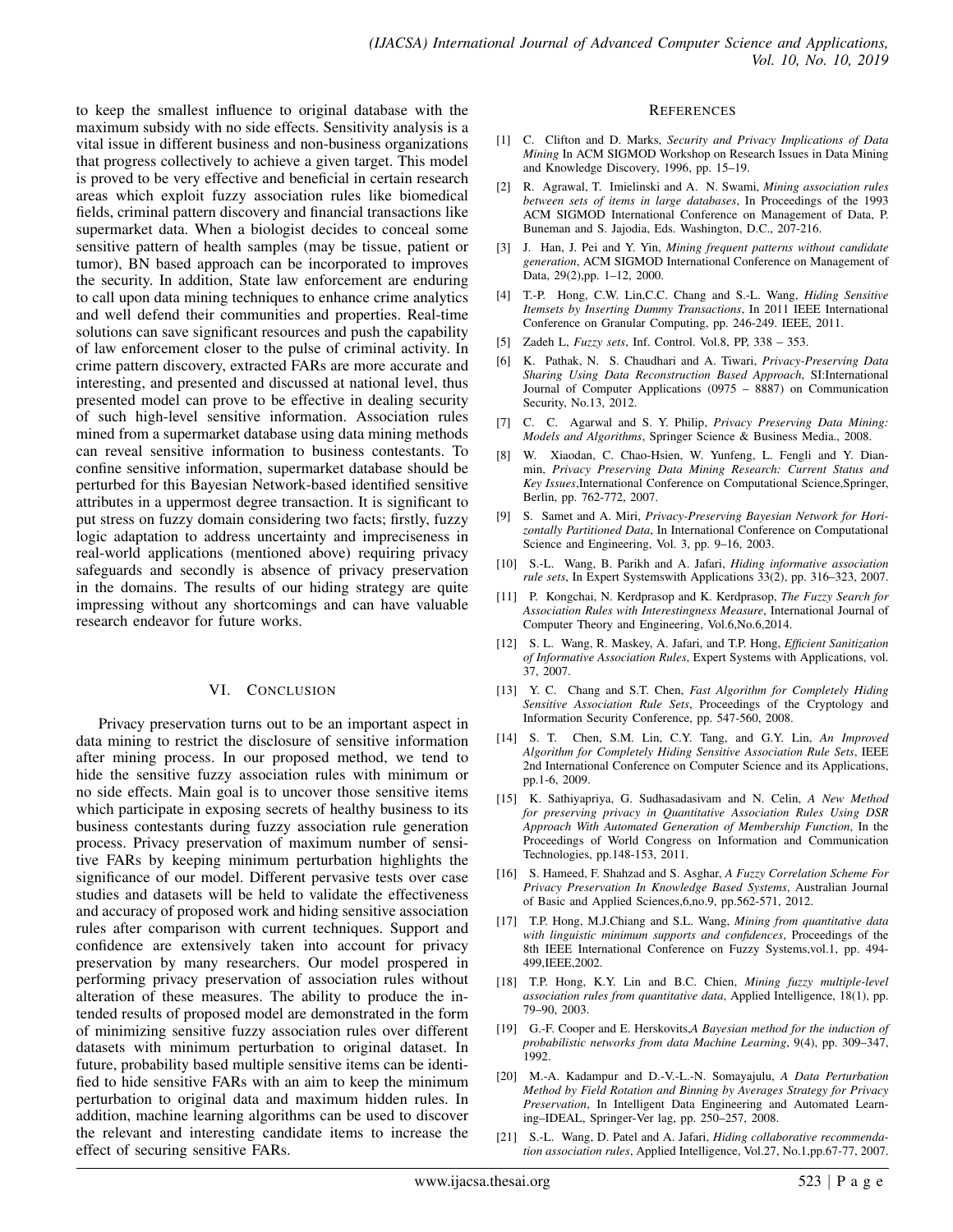to keep the smallest influence to original database with the maximum subsidy with no side effects. Sensitivity analysis is a vital issue in different business and non-business organizations that progress collectively to achieve a given target. This model is proved to be very effective and beneficial in certain research areas which exploit fuzzy association rules like biomedical fields, criminal pattern discovery and financial transactions like supermarket data. When a biologist decides to conceal some sensitive pattern of health samples (may be tissue, patient or tumor), BN based approach can be incorporated to improves the security. In addition, State law enforcement are enduring to call upon data mining techniques to enhance crime analytics and well defend their communities and properties. Real-time solutions can save significant resources and push the capability of law enforcement closer to the pulse of criminal activity. In crime pattern discovery, extracted FARs are more accurate and interesting, and presented and discussed at national level, thus presented model can prove to be effective in dealing security of such high-level sensitive information. Association rules mined from a supermarket database using data mining methods can reveal sensitive information to business contestants. To confine sensitive information, supermarket database should be perturbed for this Bayesian Network-based identified sensitive attributes in a uppermost degree transaction. It is significant to put stress on fuzzy domain considering two facts; firstly, fuzzy logic adaptation to address uncertainty and impreciseness in real-world applications (mentioned above) requiring privacy safeguards and secondly is absence of privacy preservation in the domains. The results of our hiding strategy are quite impressing without any shortcomings and can have valuable research endeavor for future works.

## VI. Conclusion

Privacy preservation turns out to be an important aspect in data mining to restrict the disclosure of sensitive information after mining process. In our proposed method, we tend to hide the sensitive fuzzy association rules with minimum or no side effects. Main goal is to uncover those sensitive items which participate in exposing secrets of healthy business to its business contestants during fuzzy association rule generation process. Privacy preservation of maximum number of sensitive FARs by keeping minimum perturbation highlights the significance of our model. Different pervasive tests over case studies and datasets will be held to validate the effectiveness and accuracy of proposed work and hiding sensitive association rules after comparison with current techniques. Support and confidence are extensively taken into account for privacy preservation by many researchers. Our model prospered in performing privacy preservation of association rules without alteration of these measures. The ability to produce the intended results of proposed model are demonstrated in the form of minimizing sensitive fuzzy association rules over different datasets with minimum perturbation to original dataset. In future, probability based multiple sensitive items can be identified to hide sensitive FARs with an aim to keep the minimum perturbation to original data and maximum hidden rules. In addition, machine learning algorithms can be used to discover the relevant and interesting candidate items to increase the effect of securing sensitive FARs.

## References

[1] C. Clifton and D. Marks, *Security and Privacy Implications of Data Mining* In ACM SIGMOD Workshop on Research Issues in Data Mining and Knowledge Discovery, 1996, pp. 15–19.

[2] R. Agrawal, T. Imielinski and A. N. Swami, *Mining association rules between sets of items in large databases*, In Proceedings of the 1993 ACM SIGMOD International Conference on Management of Data, P. Buneman and S. Jajodia, Eds. Washington, D.C., 207-216.

[3] J. Han, J. Pei and Y. Yin, *Mining frequent patterns without candidate generation*, ACM SIGMOD International Conference on Management of Data, 29(2),pp. 1–12, 2000.

[4] T.-P. Hong, C.W. Lin,C.C. Chang and S.-L. Wang, *Hiding Sensitive Itemsets by Inserting Dummy Transactions*, In 2011 IEEE International Conference on Granular Computing, pp. 246-249. IEEE, 2011.

[5] Zadeh L, *Fuzzy sets*, Inf. Control. Vol.8, PP, 338 – 353.

[6] K. Pathak, N. S. Chaudhari and A. Tiwari, *Privacy-Preserving Data Sharing Using Data Reconstruction Based Approach*, SI:International Journal of Computer Applications (0975 – 8887) on Communication Security, No.13, 2012.

[7] C. C. Agarwal and S. Y. Philip, *Privacy Preserving Data Mining: Models and Algorithms*, Springer Science & Business Media., 2008.

[8] W. Xiaodan, C. Chao-Hsien, W. Yunfeng, L. Fengli and Y. Dianmin, *Privacy Preserving Data Mining Research: Current Status and Key Issues*,International Conference on Computational Science,Springer, Berlin, pp. 762-772, 2007.

[9] S. Samet and A. Miri, *Privacy-Preserving Bayesian Network for Horizontally Partitioned Data*, In International Conference on Computational Science and Engineering, Vol. 3, pp. 9–16, 2003.

[10] S.-L. Wang, B. Parikh and A. Jafari, *Hiding informative association rule sets*, In Expert Systemswith Applications 33(2), pp. 316–323, 2007.

[11] P. Kongchai, N. Kerdprasop and K. Kerdprasop, *The Fuzzy Search for Association Rules with Interestingness Measure*, International Journal of Computer Theory and Engineering, Vol.6,No.6,2014.

[12] S. L. Wang, R. Maskey, A. Jafari, and T.P. Hong, *Efficient Sanitization of Informative Association Rules*, Expert Systems with Applications, vol. 37, 2007.

[13] Y. C. Chang and S.T. Chen, *Fast Algorithm for Completely Hiding Sensitive Association Rule Sets*, Proceedings of the Cryptology and Information Security Conference, pp. 547-560, 2008.

[14] S. T. Chen, S.M. Lin, C.Y. Tang, and G.Y. Lin, *An Improved Algorithm for Completely Hiding Sensitive Association Rule Sets*, IEEE 2nd International Conference on Computer Science and its Applications, pp.1-6, 2009.

[15] K. Sathiyapriya, G. Sudhasadasivam and N. Celin, *A New Method for preserving privacy in Quantitative Association Rules Using DSR Approach With Automated Generation of Membership Function*, In the Proceedings of World Congress on Information and Communication Technologies, pp.148-153, 2011.

[16] S. Hameed, F. Shahzad and S. Asghar, *A Fuzzy Correlation Scheme For Privacy Preservation In Knowledge Based Systems*, Australian Journal of Basic and Applied Sciences,6,no.9, pp.562-571, 2012.

[17] T.P. Hong, M.J.Chiang and S.L. Wang, *Mining from quantitative data with linguistic minimum supports and confidences*, Proceedings of the 8th IEEE International Conference on Fuzzy Systems,vol.1, pp. 494-499,IEEE,2002.

[18] T.P. Hong, K.Y. Lin and B.C. Chien, *Mining fuzzy multiple-level association rules from quantitative data*, Applied Intelligence, 18(1), pp. 79–90, 2003.

[19] G.-F. Cooper and E. Herskovits,*A Bayesian method for the induction of probabilistic networks from data Machine Learning*, 9(4), pp. 309–347, 1992.

[20] M.-A. Kadampur and D.-V.-L.-N. Somayajulu, *A Data Perturbation Method by Field Rotation and Binning by Averages Strategy for Privacy Preservation*, In Intelligent Data Engineering and Automated Learning–IDEAL, Springer-Ver lag, pp. 250–257, 2008.

[21] S.-L. Wang, D. Patel and A. Jafari, *Hiding collaborative recommendation association rules*, Applied Intelligence, Vol.27, No.1,pp.67-77, 2007.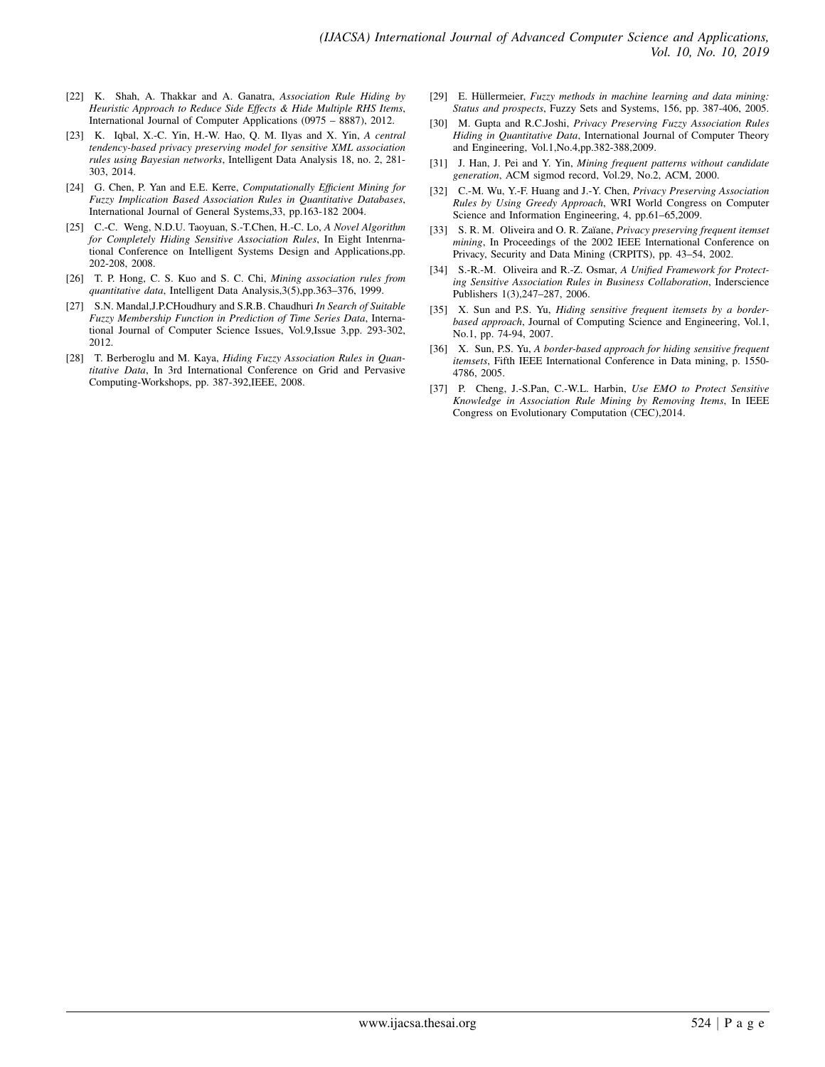[22] K. Shah, A. Thakkar and A. Ganatra, *Association Rule Hiding by Heuristic Approach to Reduce Side Effects & Hide Multiple RHS Items*, International Journal of Computer Applications (0975 – 8887), 2012.

[23] K. Iqbal, X.-C. Yin, H.-W. Hao, Q. M. Ilyas and X. Yin, *A central tendency-based privacy preserving model for sensitive XML association rules using Bayesian networks*, Intelligent Data Analysis 18, no. 2, 281-303, 2014.

[24] G. Chen, P. Yan and E.E. Kerre, *Computationally Efficient Mining for Fuzzy Implication Based Association Rules in Quantitative Databases*, International Journal of General Systems,33, pp.163-182 2004.

[25] C.-C. Weng, N.D.U. Taoyuan, S.-T.Chen, H.-C. Lo, *A Novel Algorithm for Completely Hiding Sensitive Association Rules*, In Eight Intenrnational Conference on Intelligent Systems Design and Applications,pp. 202-208, 2008.

[26] T. P. Hong, C. S. Kuo and S. C. Chi, *Mining association rules from quantitative data*, Intelligent Data Analysis,3(5),pp.363–376, 1999.

[27] S.N. Mandal,J.P.CHoudhury and S.R.B. Chaudhuri *In Search of Suitable Fuzzy Membership Function in Prediction of Time Series Data*, International Journal of Computer Science Issues, Vol.9,Issue 3,pp. 293-302, 2012.

[28] T. Berberoglu and M. Kaya, *Hiding Fuzzy Association Rules in Quantitative Data*, In 3rd International Conference on Grid and Pervasive Computing-Workshops, pp. 387-392,IEEE, 2008.

[29] E. Hüllermeier, *Fuzzy methods in machine learning and data mining: Status and prospects*, Fuzzy Sets and Systems, 156, pp. 387-406, 2005.

[30] M. Gupta and R.C.Joshi, *Privacy Preserving Fuzzy Association Rules Hiding in Quantitative Data*, International Journal of Computer Theory and Engineering, Vol.1,No.4,pp.382-388,2009.

[31] J. Han, J. Pei and Y. Yin, *Mining frequent patterns without candidate generation*, ACM sigmod record, Vol.29, No.2, ACM, 2000.

[32] C.-M. Wu, Y.-F. Huang and J.-Y. Chen, *Privacy Preserving Association Rules by Using Greedy Approach*, WRI World Congress on Computer Science and Information Engineering, 4, pp.61–65,2009.

[33] S. R. M. Oliveira and O. R. Zaïane, *Privacy preserving frequent itemset mining*, In Proceedings of the 2002 IEEE International Conference on Privacy, Security and Data Mining (CRPITS), pp. 43–54, 2002.

[34] S.-R.-M. Oliveira and R.-Z. Osmar, *A Unified Framework for Protecting Sensitive Association Rules in Business Collaboration*, Inderscience Publishers 1(3),247–287, 2006.

[35] X. Sun and P.S. Yu, *Hiding sensitive frequent itemsets by a border-based approach*, Journal of Computing Science and Engineering, Vol.1, No.1, pp. 74-94, 2007.

[36] X. Sun, P.S. Yu, *A border-based approach for hiding sensitive frequent itemsets*, Fifth IEEE International Conference in Data mining, p. 1550-4786, 2005.

[37] P. Cheng, J.-S.Pan, C.-W.L. Harbin, *Use EMO to Protect Sensitive Knowledge in Association Rule Mining by Removing Items*, In IEEE Congress on Evolutionary Computation (CEC),2014.